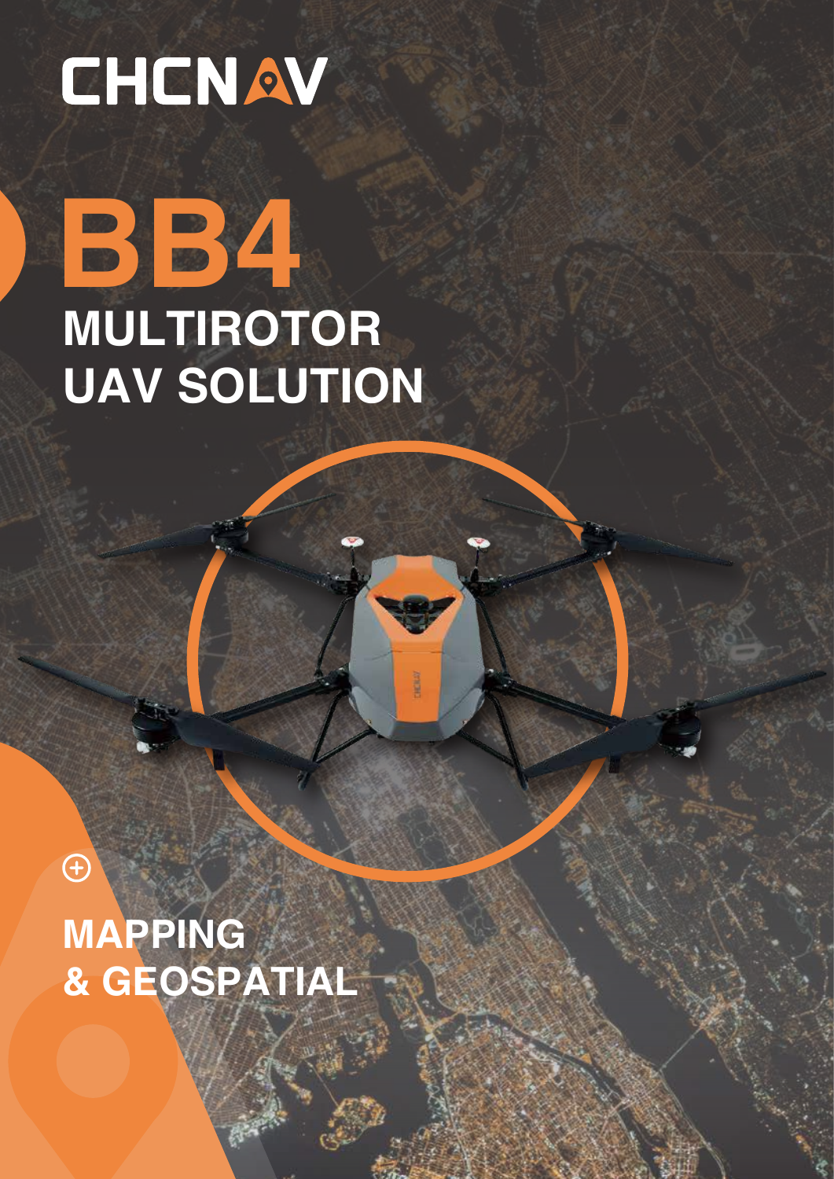CHCNAV

# BB4

## MULTIROTOR UAV SOLUTION

## MAPPING & GEOSPATIAL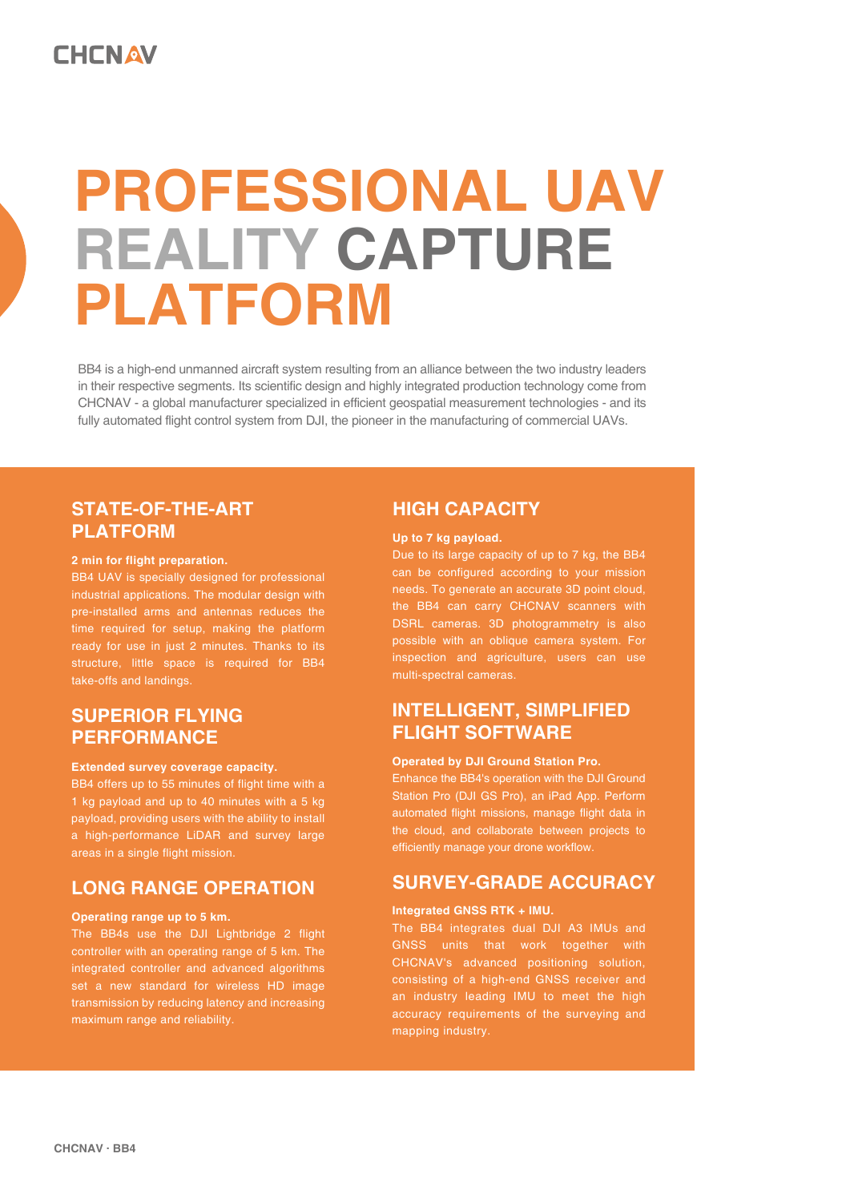# PROFESSIONAL UAV REALITY CAPTURE PLATFORM

BB4 is a high-end unmanned aircraft system resulting from an alliance between the two industry leaders in their respective segments. Its scientific design and highly integrated production technology come from CHCNAV - a global manufacturer specialized in efficient geospatial measurement technologies - and its fully automated flight control system from DJI, the pioneer in the manufacturing of commercial UAVs.

## STATE-OF-THE-ART PLATFORM

**2 min for flight preparation.**

BB4 UAV is specially designed for professional industrial applications. The modular design with pre-installed arms and antennas reduces the time required for setup, making the platform ready for use in just 2 minutes. Thanks to its structure, little space is required for BB4 take-offs and landings.

## SUPERIOR FLYING PERFORMANCE

**Extended survey coverage capacity.**

BB4 offers up to 55 minutes of flight time with a 1 kg payload and up to 40 minutes with a 5 kg payload, providing users with the ability to install a high-performance LiDAR and survey large areas in a single flight mission.

## LONG RANGE OPERATION

**Operating range up to 5 km.**

The BB4s use the DJI Lightbridge 2 flight controller with an operating range of 5 km. The integrated controller and advanced algorithms set a new standard for wireless HD image transmission by reducing latency and increasing maximum range and reliability.

## HIGH CAPACITY

**Up to 7 kg payload.**

Due to its large capacity of up to 7 kg, the BB4 can be configured according to your mission needs. To generate an accurate 3D point cloud, the BB4 can carry CHCNAV scanners with DSRL cameras. 3D photogrammetry is also possible with an oblique camera system. For inspection and agriculture, users can use multi-spectral cameras.

## INTELLIGENT, SIMPLIFIED FLIGHT SOFTWARE

**Operated by DJI Ground Station Pro.**

Enhance the BB4's operation with the DJI Ground Station Pro (DJI GS Pro), an iPad App. Perform automated flight missions, manage flight data in the cloud, and collaborate between projects to efficiently manage your drone workflow.

## SURVEY-GRADE ACCURACY

**Integrated GNSS RTK + IMU.**

The BB4 integrates dual DJI A3 IMUs and GNSS units that work together with CHCNAV's advanced positioning solution, consisting of a high-end GNSS receiver and an industry leading IMU to meet the high accuracy requirements of the surveying and mapping industry.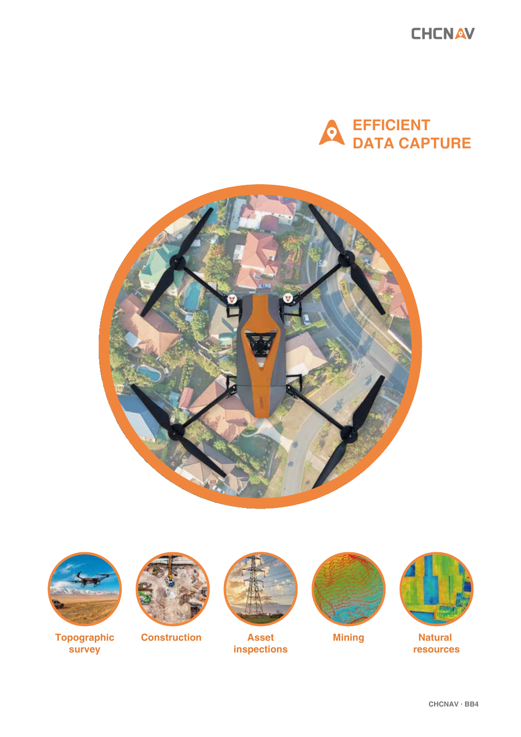## EFFICIENT DATA CAPTURE

Topographic survey

Construction

Asset inspections

Mining

Natural resources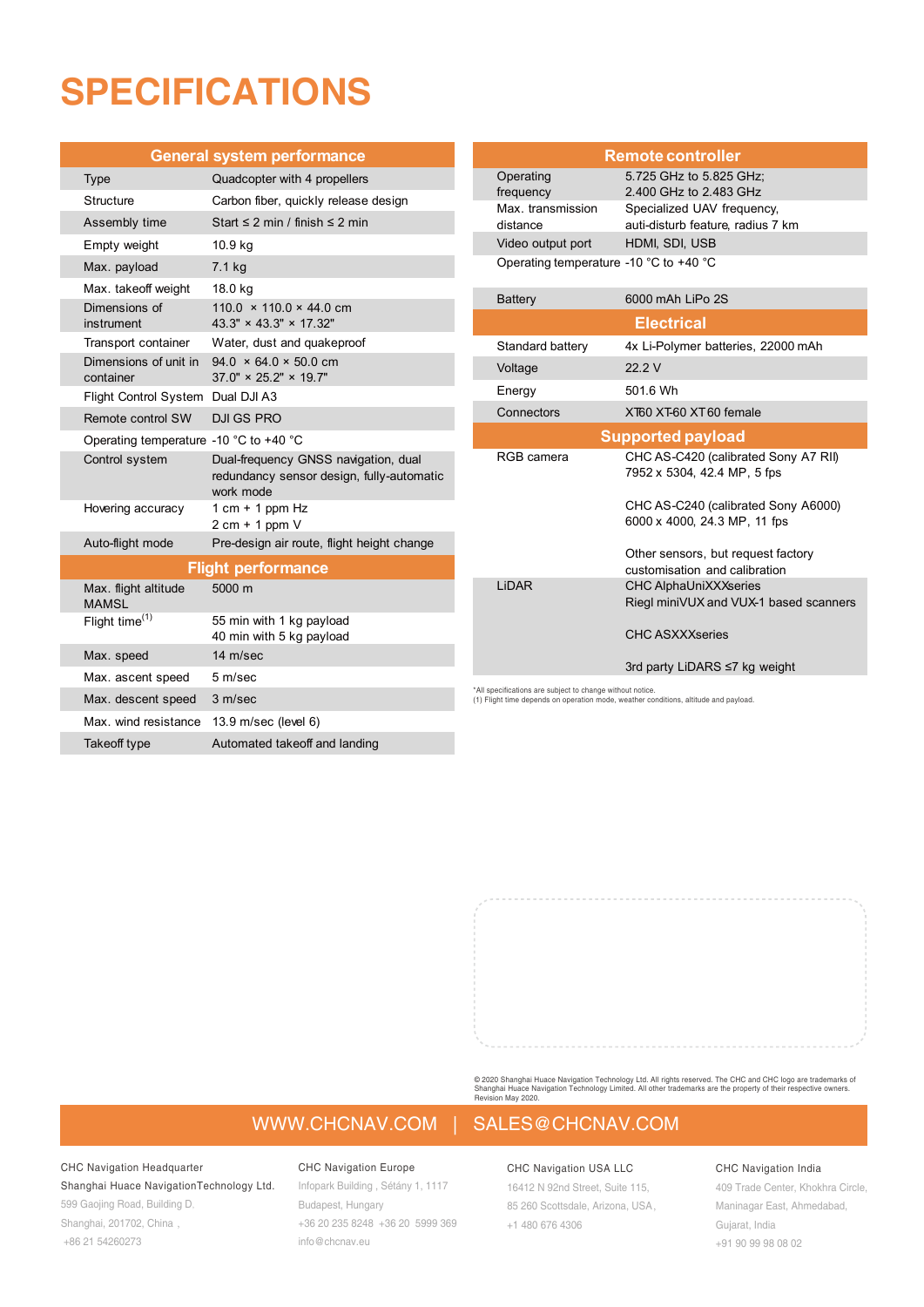# SPECIFICATIONS

| General system performance | |
|---|---|
| Type | Quadcopter with 4 propellers |
| Structure | Carbon fiber, quickly release design |
| Assembly time | Start ≤ 2 min / finish ≤ 2 min |
| Empty weight | 10.9 kg |
| Max. payload | 7.1 kg |
| Max. takeoff weight | 18.0 kg |
| Dimensions of instrument | 110.0 × 110.0 × 44.0 cm 43.3" × 43.3" × 17.32" |
| Transport container | Water, dust and quakeproof |
| Dimensions of unit in container | 94.0 × 64.0 × 50.0 cm 37.0" × 25.2" × 19.7" |
| Flight Control System | Dual DJI A3 |
| Remote control SW | DJI GS PRO |
| Operating temperature | -10 °C to +40 °C |
| Control system | Dual-frequency GNSS navigation, dual redundancy sensor design, fully-automatic work mode |
| Hovering accuracy | 1 cm + 1 ppm Hz 2 cm + 1 ppm V |
| Auto-flight mode | Pre-design air route, flight height change |

| Flight performance | |
|---|---|
| Max. flight altitude MAMSL | 5000 m |
| Flight time(1) | 55 min with 1 kg payload 40 min with 5 kg payload |
| Max. speed | 14 m/sec |
| Max. ascent speed | 5 m/sec |
| Max. descent speed | 3 m/sec |
| Max. wind resistance | 13.9 m/sec (level 6) |
| Takeoff type | Automated takeoff and landing |

| Remote controller | |
|---|---|
| Operating frequency | 5.725 GHz to 5.825 GHz; 2.400 GHz to 2.483 GHz |
| Max. transmission distance | Specialized UAV frequency, auti-disturb feature, radius 7 km |
| Video output port | HDMI, SDI, USB |
| Operating temperature | -10 °C to +40 °C |
| Battery | 6000 mAh LiPo 2S |

| Electrical | |
|---|---|
| Standard battery | 4x Li-Polymer batteries, 22000 mAh |
| Voltage | 22.2 V |
| Energy | 501.6 Wh |
| Connectors | XT60 XT-60 XT60 female |

| Supported payload | |
|---|---|
| RGB camera | CHC AS-C420 (calibrated Sony A7 RII) 7952 x 5304, 42.4 MP, 5 fps<br><br>CHC AS-C240 (calibrated Sony A6000) 6000 x 4000, 24.3 MP, 11 fps<br><br>Other sensors, but request factory customisation and calibration |
| LiDAR | CHC AlphaUniXXXseries Riegl miniVUX and VUX-1 based scanners<br><br>CHC ASXXXseries<br><br>3rd party LiDARS ≤7 kg weight |

*All specifications are subject to change without notice.
(1) Flight time depends on operation mode, weather conditions, altitude and payload.

© 2020 Shanghai Huace Navigation Technology Ltd. All rights reserved. The CHC and CHC logo are trademarks of Shanghai Huace Navigation Technology Limited. All other trademarks are the property of their respective owners. Revision May 2020.

WWW.CHCNAV.COM | SALES@CHCNAV.COM

**CHC Navigation Headquarter**
Shanghai Huace NavigationTechnology Ltd.
599 Gaojing Road, Building D.
Shanghai, 201702, China ,
+86 21 54260273

**CHC Navigation Europe**
Infopark Building , Sétány 1, 1117
Budapest, Hungary
+36 20 235 8248 +36 20 5999 369
info@chcnav.eu

**CHC Navigation USA LLC**
16412 N 92nd Street, Suite 115,
85 260 Scottsdale, Arizona, USA ,
+1 480 676 4306

**CHC Navigation India**
409 Trade Center, Khokhra Circle,
Maninagar East, Ahmedabad,
Gujarat, India
+91 90 99 98 08 02